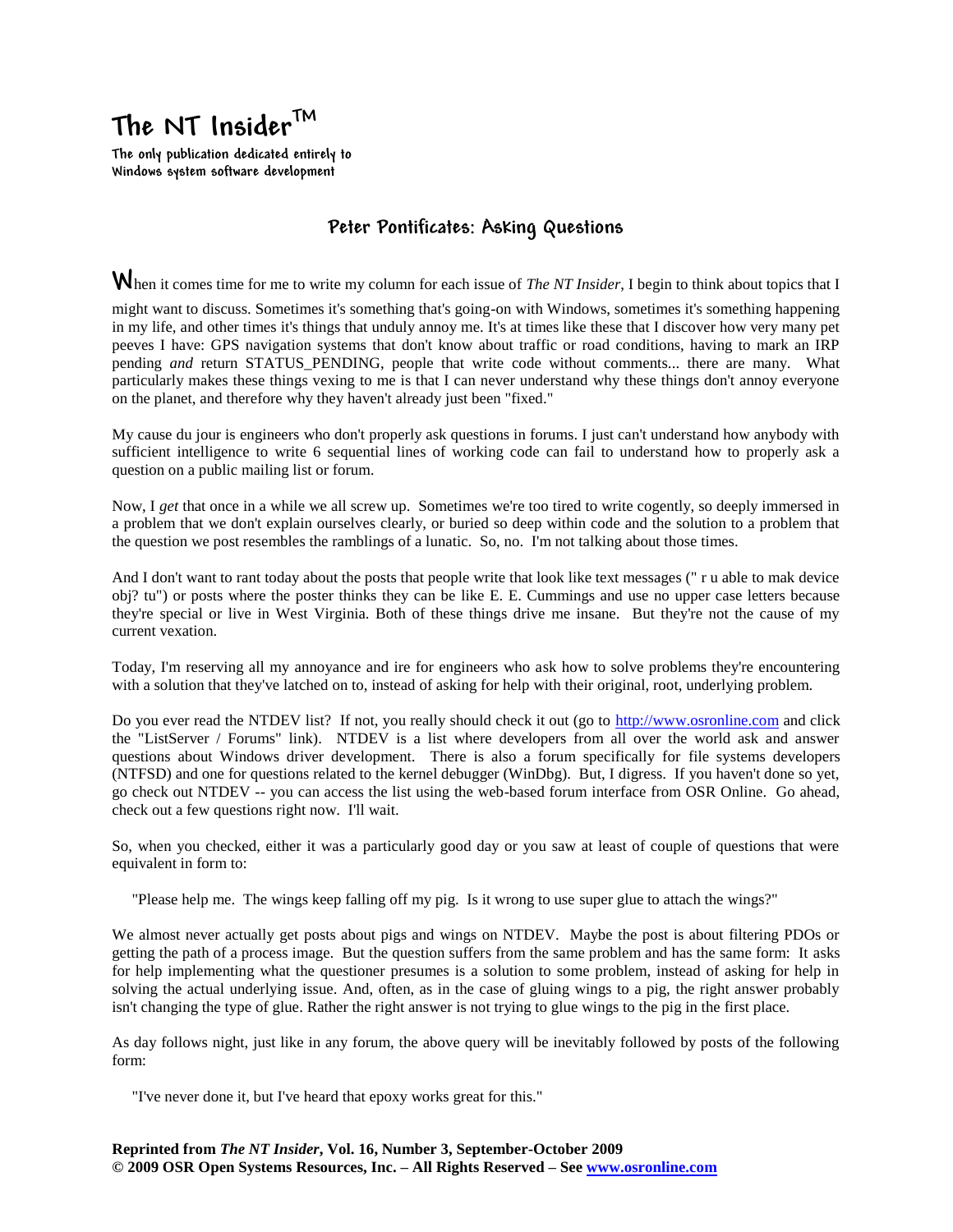# The NT Insider™

**The only publication dedicated entirely to Windows system software development**

## Peter Pontificates: Asking Questions

When it comes time for me to write my column for each issue of *The NT Insider*, I begin to think about topics that I might want to discuss. Sometimes it's something that's going-on with Windows, sometimes it's something happening in my life, and other times it's things that unduly annoy me. It's at times like these that I discover how very many pet peeves I have: GPS navigation systems that don't know about traffic or road conditions, having to mark an IRP pending *and* return STATUS_PENDING, people that write code without comments... there are many. What particularly makes these things vexing to me is that I can never understand why these things don't annoy everyone on the planet, and therefore why they haven't already just been "fixed."

My cause du jour is engineers who don't properly ask questions in forums. I just can't understand how anybody with sufficient intelligence to write 6 sequential lines of working code can fail to understand how to properly ask a question on a public mailing list or forum.

Now, I *get* that once in a while we all screw up. Sometimes we're too tired to write cogently, so deeply immersed in a problem that we don't explain ourselves clearly, or buried so deep within code and the solution to a problem that the question we post resembles the ramblings of a lunatic. So, no. I'm not talking about those times.

And I don't want to rant today about the posts that people write that look like text messages (" r u able to mak device obj? tu") or posts where the poster thinks they can be like E. E. Cummings and use no upper case letters because they're special or live in West Virginia. Both of these things drive me insane. But they're not the cause of my current vexation.

Today, I'm reserving all my annoyance and ire for engineers who ask how to solve problems they're encountering with a solution that they've latched on to, instead of asking for help with their original, root, underlying problem.

Do you ever read the NTDEV list? If not, you really should check it out (go to http://www.osronline.com and click the "ListServer / Forums" link). NTDEV is a list where developers from all over the world ask and answer questions about Windows driver development. There is also a forum specifically for file systems developers (NTFSD) and one for questions related to the kernel debugger (WinDbg). But, I digress. If you haven't done so yet, go check out NTDEV -- you can access the list using the web-based forum interface from OSR Online. Go ahead, check out a few questions right now. I'll wait.

So, when you checked, either it was a particularly good day or you saw at least of couple of questions that were equivalent in form to:

> "Please help me. The wings keep falling off my pig. Is it wrong to use super glue to attach the wings?"

We almost never actually get posts about pigs and wings on NTDEV. Maybe the post is about filtering PDOs or getting the path of a process image. But the question suffers from the same problem and has the same form: It asks for help implementing what the questioner presumes is a solution to some problem, instead of asking for help in solving the actual underlying issue. And, often, as in the case of gluing wings to a pig, the right answer probably isn't changing the type of glue. Rather the right answer is not trying to glue wings to the pig in the first place.

As day follows night, just like in any forum, the above query will be inevitably followed by posts of the following form:

> "I've never done it, but I've heard that epoxy works great for this."

**Reprinted from *The NT Insider*, Vol. 16, Number 3, September-October 2009**
**© 2009 OSR Open Systems Resources, Inc. – All Rights Reserved – See www.osronline.com**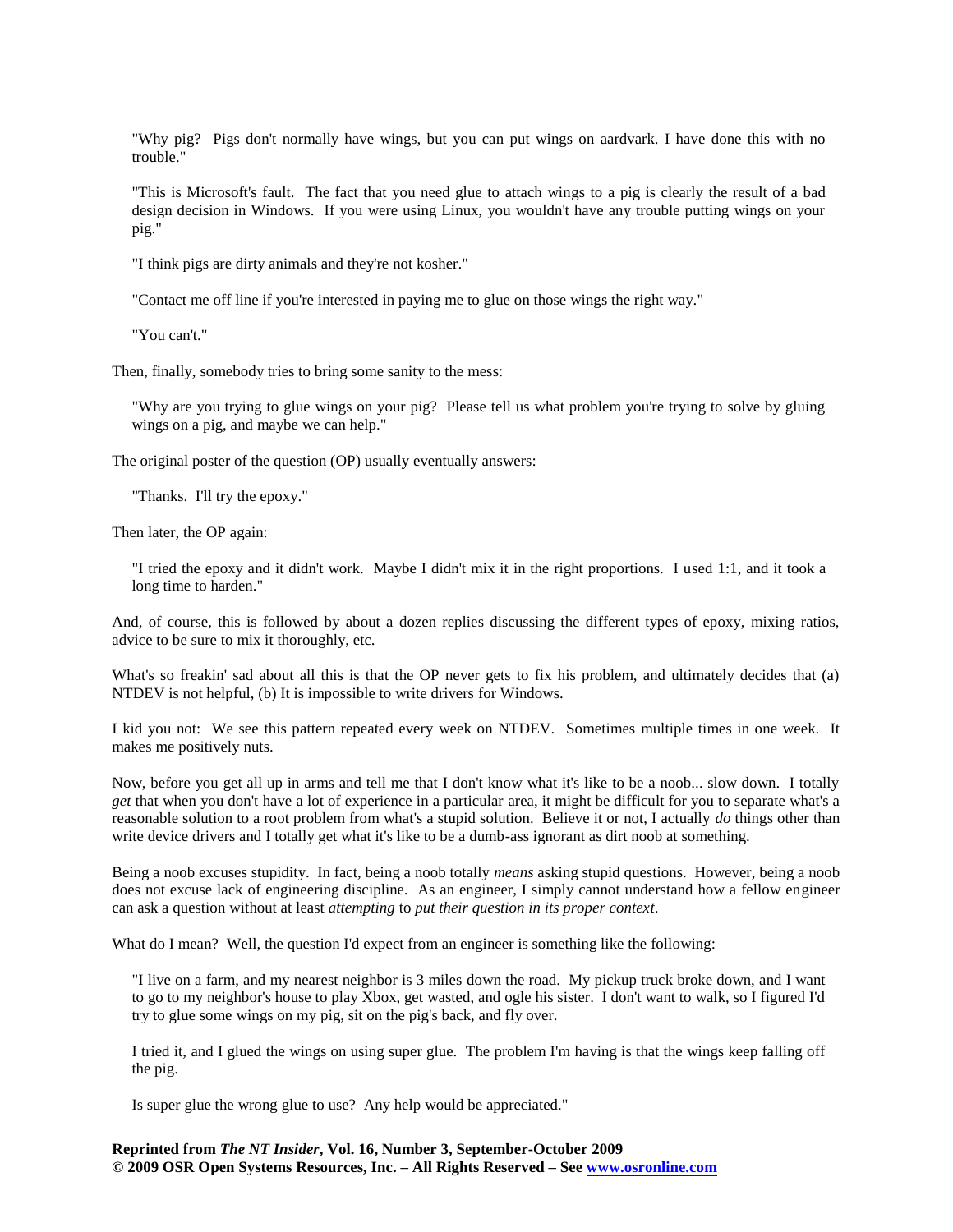> "Why pig? Pigs don't normally have wings, but you can put wings on aardvark. I have done this with no trouble."

> "This is Microsoft's fault. The fact that you need glue to attach wings to a pig is clearly the result of a bad design decision in Windows. If you were using Linux, you wouldn't have any trouble putting wings on your pig."

> "I think pigs are dirty animals and they're not kosher."

> "Contact me off line if you're interested in paying me to glue on those wings the right way."

> "You can't."

Then, finally, somebody tries to bring some sanity to the mess:

> "Why are you trying to glue wings on your pig? Please tell us what problem you're trying to solve by gluing wings on a pig, and maybe we can help."

The original poster of the question (OP) usually eventually answers:

> "Thanks. I'll try the epoxy."

Then later, the OP again:

> "I tried the epoxy and it didn't work. Maybe I didn't mix it in the right proportions. I used 1:1, and it took a long time to harden."

And, of course, this is followed by about a dozen replies discussing the different types of epoxy, mixing ratios, advice to be sure to mix it thoroughly, etc.

What's so freakin' sad about all this is that the OP never gets to fix his problem, and ultimately decides that (a) NTDEV is not helpful, (b) It is impossible to write drivers for Windows.

I kid you not: We see this pattern repeated every week on NTDEV. Sometimes multiple times in one week. It makes me positively nuts.

Now, before you get all up in arms and tell me that I don't know what it's like to be a noob... slow down. I totally *get* that when you don't have a lot of experience in a particular area, it might be difficult for you to separate what's a reasonable solution to a root problem from what's a stupid solution. Believe it or not, I actually *do* things other than write device drivers and I totally get what it's like to be a dumb-ass ignorant as dirt noob at something.

Being a noob excuses stupidity. In fact, being a noob totally *means* asking stupid questions. However, being a noob does not excuse lack of engineering discipline. As an engineer, I simply cannot understand how a fellow engineer can ask a question without at least *attempting* to *put their question in its proper context*.

What do I mean? Well, the question I'd expect from an engineer is something like the following:

> "I live on a farm, and my nearest neighbor is 3 miles down the road. My pickup truck broke down, and I want to go to my neighbor's house to play Xbox, get wasted, and ogle his sister. I don't want to walk, so I figured I'd try to glue some wings on my pig, sit on the pig's back, and fly over.
>
> I tried it, and I glued the wings on using super glue. The problem I'm having is that the wings keep falling off the pig.
>
> Is super glue the wrong glue to use? Any help would be appreciated."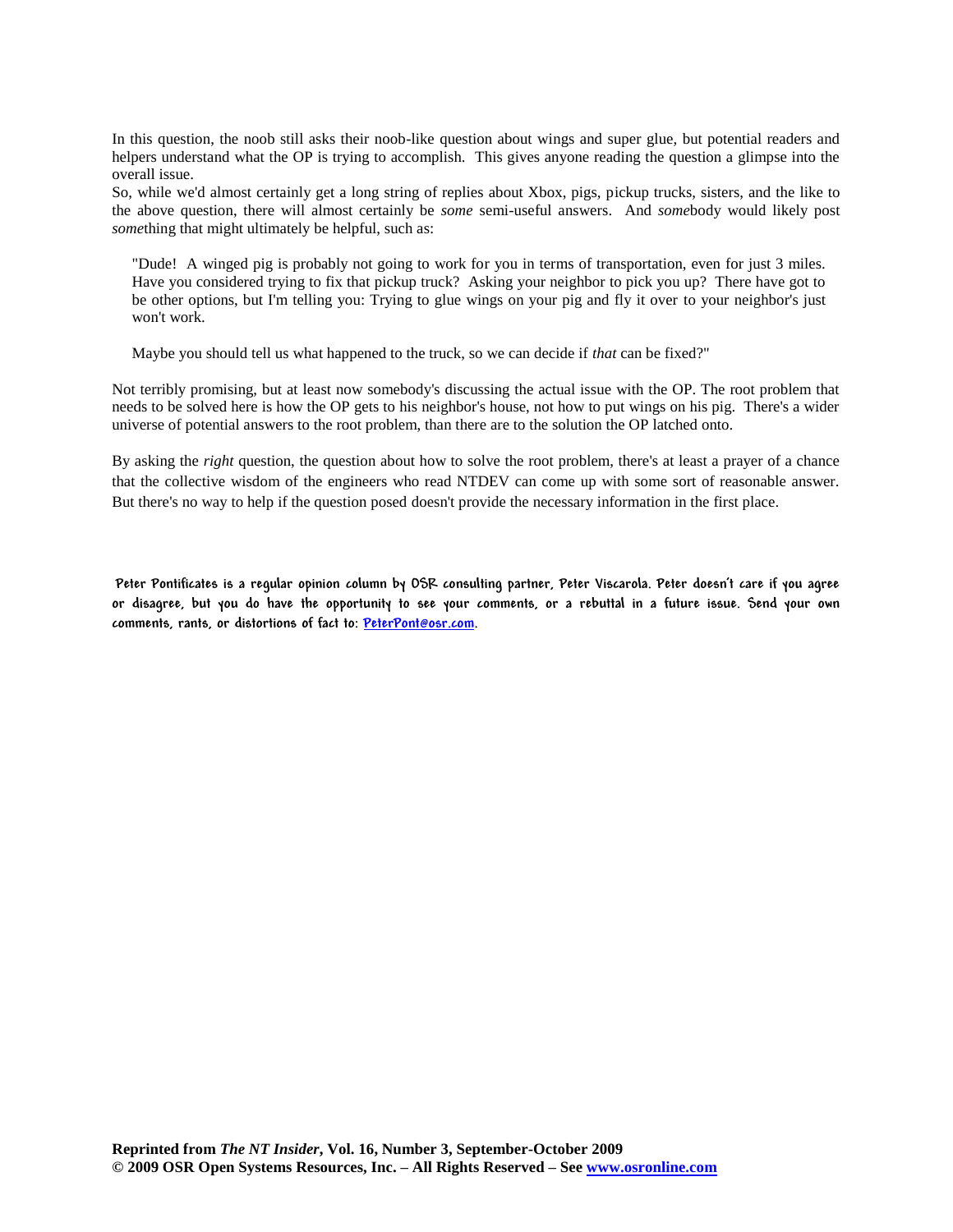In this question, the noob still asks their noob-like question about wings and super glue, but potential readers and helpers understand what the OP is trying to accomplish. This gives anyone reading the question a glimpse into the overall issue.

So, while we'd almost certainly get a long string of replies about Xbox, pigs, pickup trucks, sisters, and the like to the above question, there will almost certainly be *some* semi-useful answers. And *some*body would likely post *some*thing that might ultimately be helpful, such as:

> "Dude! A winged pig is probably not going to work for you in terms of transportation, even for just 3 miles. Have you considered trying to fix that pickup truck? Asking your neighbor to pick you up? There have got to be other options, but I'm telling you: Trying to glue wings on your pig and fly it over to your neighbor's just won't work.
>
> Maybe you should tell us what happened to the truck, so we can decide if *that* can be fixed?"

Not terribly promising, but at least now somebody's discussing the actual issue with the OP. The root problem that needs to be solved here is how the OP gets to his neighbor's house, not how to put wings on his pig. There's a wider universe of potential answers to the root problem, than there are to the solution the OP latched onto.

By asking the *right* question, the question about how to solve the root problem, there's at least a prayer of a chance that the collective wisdom of the engineers who read NTDEV can come up with some sort of reasonable answer. But there's no way to help if the question posed doesn't provide the necessary information in the first place.

**Peter Pontificates is a regular opinion column by OSR consulting partner, Peter Viscarola. Peter doesn't care if you agree or disagree, but you do have the opportunity to see your comments, or a rebuttal in a future issue. Send your own comments, rants, or distortions of fact to: PeterPont@osr.com.**

**Reprinted from *The NT Insider*, Vol. 16, Number 3, September-October 2009**
**© 2009 OSR Open Systems Resources, Inc. – All Rights Reserved – See www.osronline.com**